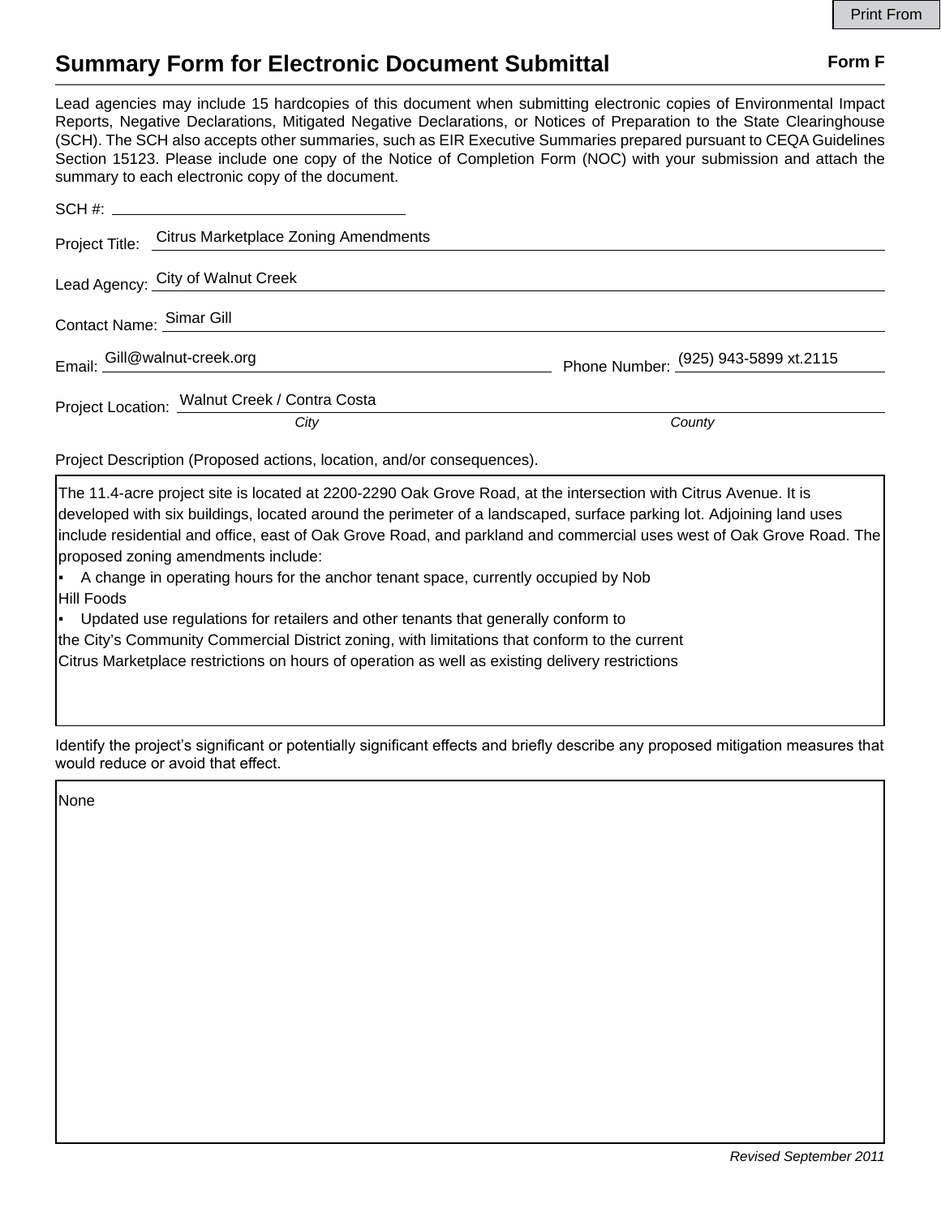# Summary Form for Electronic Document Submittal

**Form F**

Lead agencies may include 15 hardcopies of this document when submitting electronic copies of Environmental Impact Reports, Negative Declarations, Mitigated Negative Declarations, or Notices of Preparation to the State Clearinghouse (SCH). The SCH also accepts other summaries, such as EIR Executive Summaries prepared pursuant to CEQA Guidelines Section 15123. Please include one copy of the Notice of Completion Form (NOC) with your submission and attach the summary to each electronic copy of the document.

SCH #: 

Project Title: Citrus Marketplace Zoning Amendments

Lead Agency: City of Walnut Creek

Contact Name: Simar Gill

Email: Gill@walnut-creek.org

Phone Number: (925) 943-5899 xt.2115

Project Location: Walnut Creek / Contra Costa
*City* *County*

Project Description (Proposed actions, location, and/or consequences).

The 11.4-acre project site is located at 2200-2290 Oak Grove Road, at the intersection with Citrus Avenue. It is developed with six buildings, located around the perimeter of a landscaped, surface parking lot. Adjoining land uses include residential and office, east of Oak Grove Road, and parkland and commercial uses west of Oak Grove Road. The proposed zoning amendments include:

- A change in operating hours for the anchor tenant space, currently occupied by Nob Hill Foods
- Updated use regulations for retailers and other tenants that generally conform to the City's Community Commercial District zoning, with limitations that conform to the current Citrus Marketplace restrictions on hours of operation as well as existing delivery restrictions

Identify the project's significant or potentially significant effects and briefly describe any proposed mitigation measures that would reduce or avoid that effect.

None

*Revised September 2011*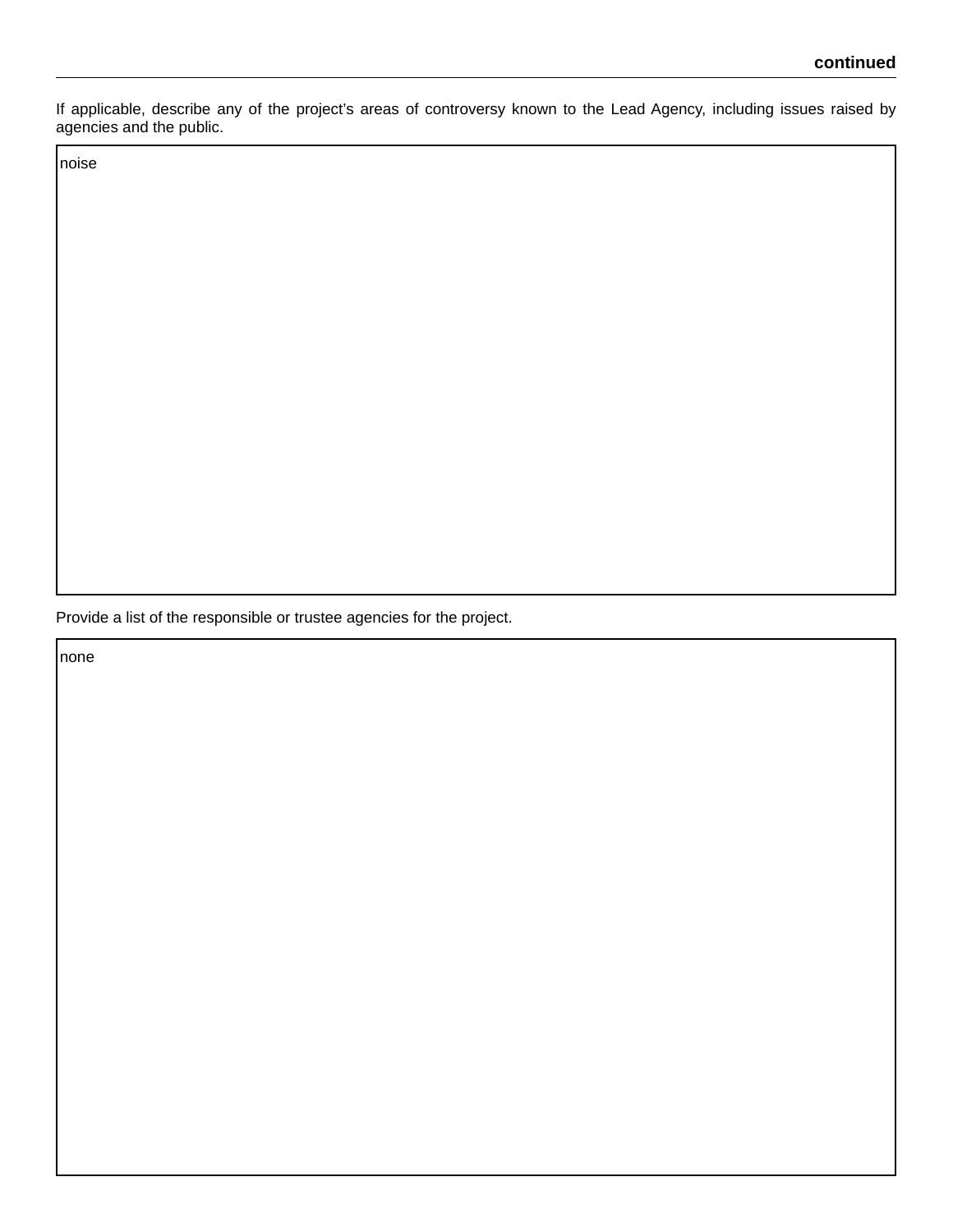**continued**

If applicable, describe any of the project's areas of controversy known to the Lead Agency, including issues raised by agencies and the public.

noise

Provide a list of the responsible or trustee agencies for the project.

none